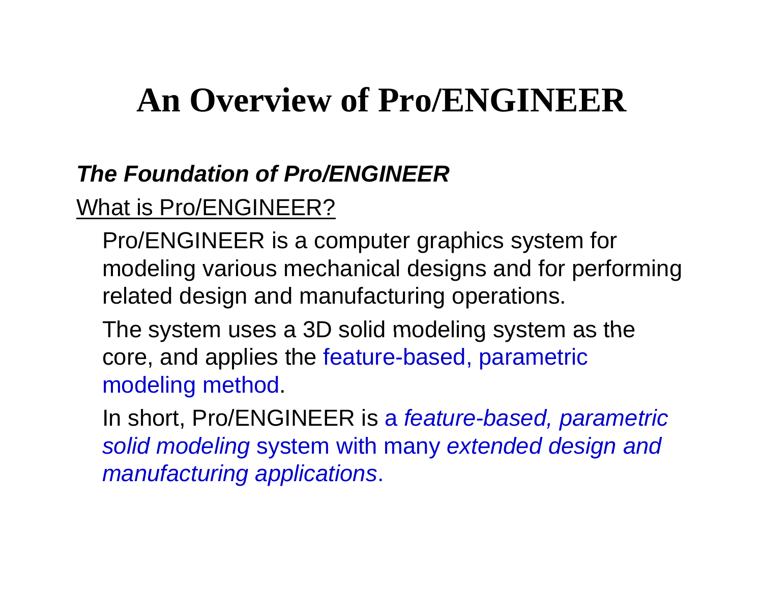# An Overview of Pro/ENGINEER

***The Foundation of Pro/ENGINEER***

What is Pro/ENGINEER?

Pro/ENGINEER is a computer graphics system for modeling various mechanical designs and for performing related design and manufacturing operations.

The system uses a 3D solid modeling system as the core, and applies the feature-based, parametric modeling method.

In short, Pro/ENGINEER is a *feature-based, parametric solid modeling* system with many *extended design and manufacturing applications*.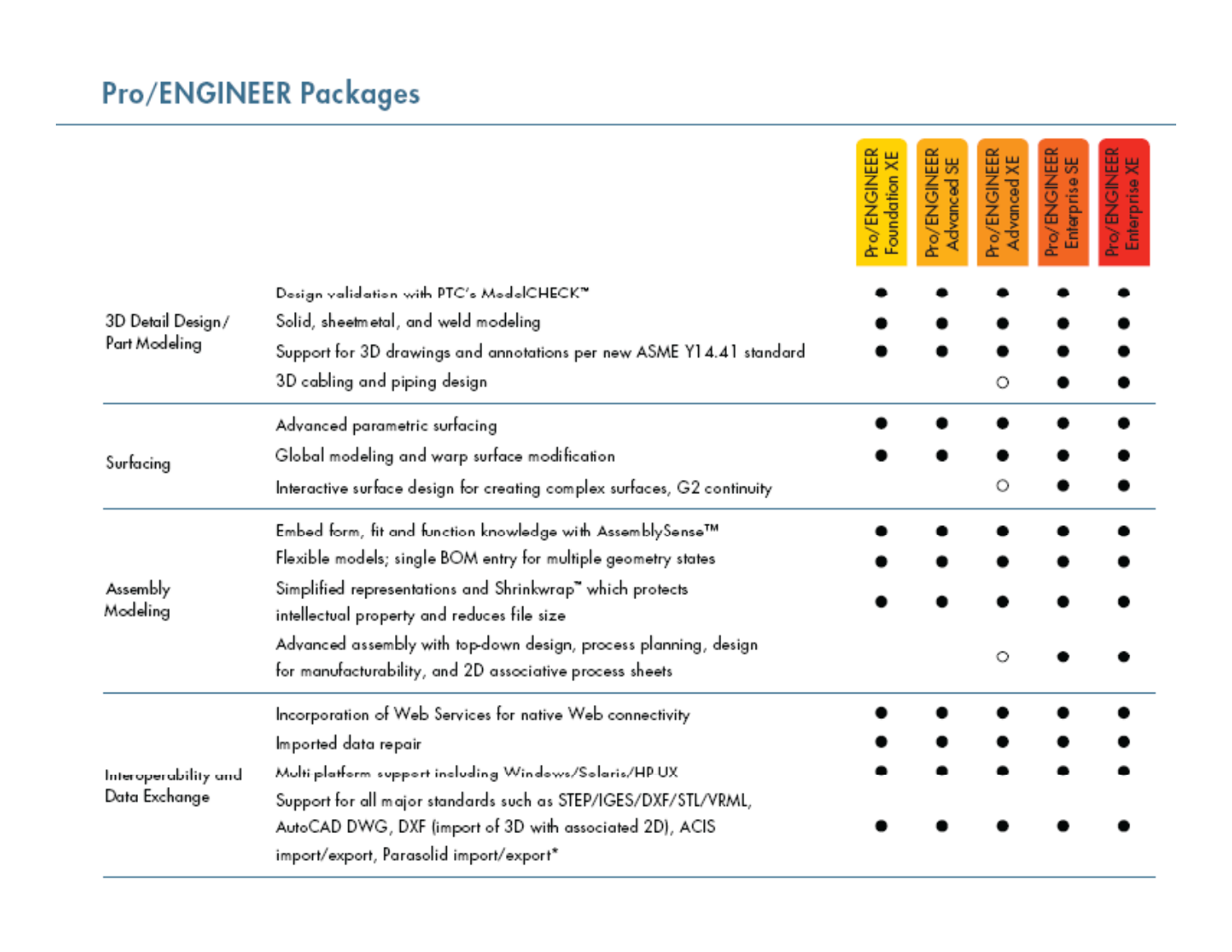## Pro/ENGINEER Packages

| | | Pro/ENGINEER Foundation XE | Pro/ENGINEER Advanced SE | Pro/ENGINEER Advanced XE | Pro/ENGINEER Enterprise SE | Pro/ENGINEER Enterprise XE |
|---|---|---|---|---|---|---|
| 3D Detail Design/ Part Modeling | Design validation with PTC's ModelCHECK™ | ● | ● | ● | ● | ● |
| | Solid, sheetmetal, and weld modeling | ● | ● | ● | ● | ● |
| | Support for 3D drawings and annotations per new ASME Y14.41 standard | ● | ● | ● | ● | ● |
| | 3D cabling and piping design | | | ○ | ● | ● |
| Surfacing | Advanced parametric surfacing | ● | ● | ● | ● | ● |
| | Global modeling and warp surface modification | ● | ● | ● | ● | ● |
| | Interactive surface design for creating complex surfaces, G2 continuity | | | ○ | ● | ● |
| Assembly Modeling | Embed form, fit and function knowledge with AssemblySense™ | ● | ● | ● | ● | ● |
| | Flexible models; single BOM entry for multiple geometry states | ● | ● | ● | ● | ● |
| | Simplified representations and Shrinkwrap™ which protects intellectual property and reduces file size | ● | ● | ● | ● | ● |
| | Advanced assembly with top-down design, process planning, design for manufacturability, and 2D associative process sheets | | | ○ | ● | ● |
| Interoperability and Data Exchange | Incorporation of Web Services for native Web connectivity | ● | ● | ● | ● | ● |
| | Imported data repair | ● | ● | ● | ● | ● |
| | Multi platform support including Windows/Solaris/HP UX | ● | ● | ● | ● | ● |
| | Support for all major standards such as STEP/IGES/DXF/STL/VRML, AutoCAD DWG, DXF (import of 3D with associated 2D), ACIS import/export, Parasolid import/export* | ● | ● | ● | ● | ● |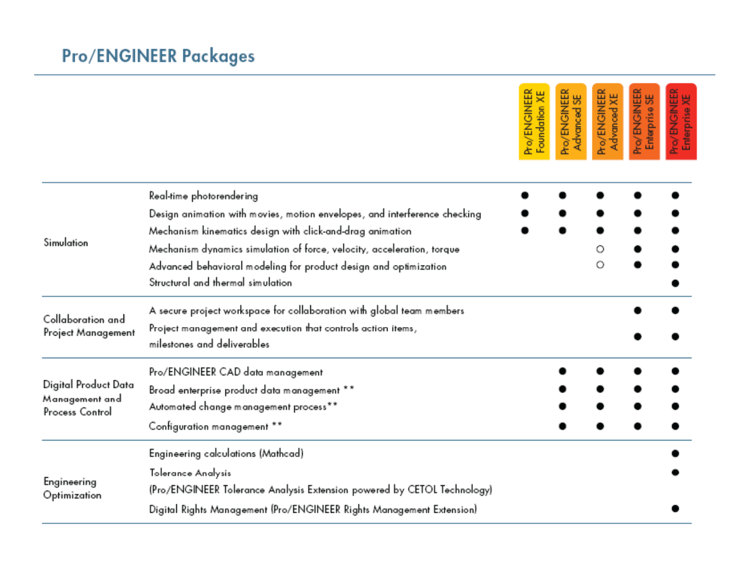## Pro/ENGINEER Packages

| | | Pro/ENGINEER Foundation XE | Pro/ENGINEER Advanced SE | Pro/ENGINEER Advanced XE | Pro/ENGINEER Enterprise SE | Pro/ENGINEER Enterprise XE |
|---|---|---|---|---|---|---|
| Simulation | Real-time photorendering | ● | ● | ● | ● | ● |
| | Design animation with movies, motion envelopes, and interference checking | ● | ● | ● | ● | ● |
| | Mechanism kinematics design with click-and-drag animation | ● | ● | ● | ● | ● |
| | Mechanism dynamics simulation of force, velocity, acceleration, torque | | | ○ | ● | ● |
| | Advanced behavioral modeling for product design and optimization | | | ○ | ● | ● |
| | Structural and thermal simulation | | | | | ● |
| Collaboration and Project Management | A secure project workspace for collaboration with global team members | | | | ● | ● |
| | Project management and execution that controls action items, milestones and deliverables | | | | ● | ● |
| Digital Product Data Management and Process Control | Pro/ENGINEER CAD data management | | ● | ● | ● | ● |
| | Broad enterprise product data management ** | | ● | ● | ● | ● |
| | Automated change management process** | | ● | ● | ● | ● |
| | Configuration management ** | | ● | ● | ● | ● |
| Engineering Optimization | Engineering calculations (Mathcad) | | | | | ● |
| | Tolerance Analysis (Pro/ENGINEER Tolerance Analysis Extension powered by CETOL Technology) | | | | | ● |
| | Digital Rights Management (Pro/ENGINEER Rights Management Extension) | | | | | ● |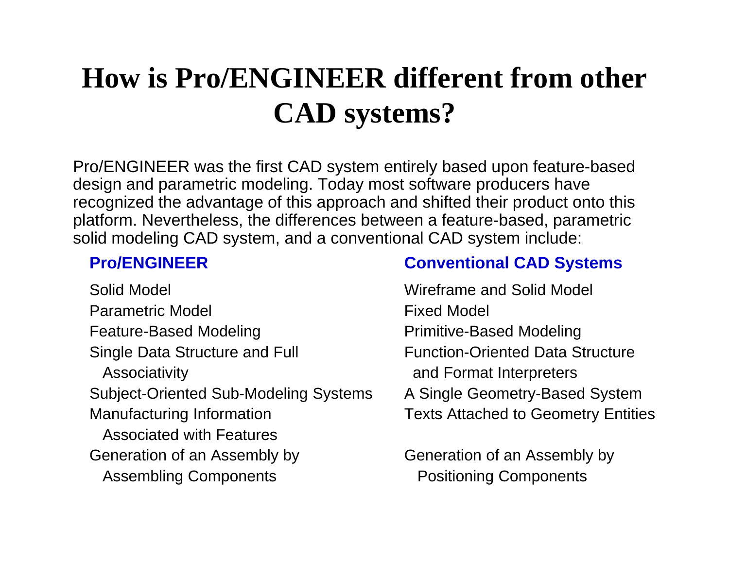# How is Pro/ENGINEER different from other CAD systems?

Pro/ENGINEER was the first CAD system entirely based upon feature-based design and parametric modeling. Today most software producers have recognized the advantage of this approach and shifted their product onto this platform. Nevertheless, the differences between a feature-based, parametric solid modeling CAD system, and a conventional CAD system include:

| Pro/ENGINEER | Conventional CAD Systems |
| --- | --- |
| Solid Model | Wireframe and Solid Model |
| Parametric Model | Fixed Model |
| Feature-Based Modeling | Primitive-Based Modeling |
| Single Data Structure and Full Associativity | Function-Oriented Data Structure and Format Interpreters |
| Subject-Oriented Sub-Modeling Systems | A Single Geometry-Based System |
| Manufacturing Information Associated with Features | Texts Attached to Geometry Entities |
| Generation of an Assembly by Assembling Components | Generation of an Assembly by Positioning Components |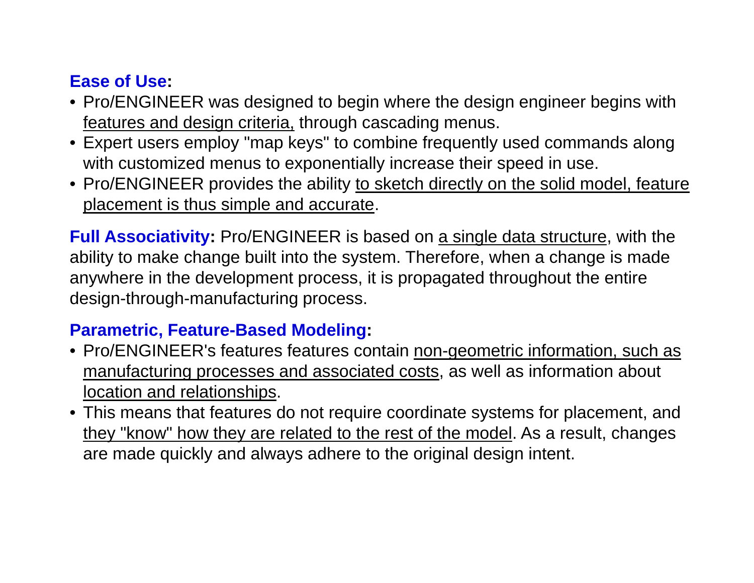**Ease of Use:**

- Pro/ENGINEER was designed to begin where the design engineer begins with <u>features and design criteria,</u> through cascading menus.
- Expert users employ "map keys" to combine frequently used commands along with customized menus to exponentially increase their speed in use.
- Pro/ENGINEER provides the ability <u>to sketch directly on the solid model, feature placement is thus simple and accurate</u>.

**Full Associativity:** Pro/ENGINEER is based on <u>a single data structure</u>, with the ability to make change built into the system. Therefore, when a change is made anywhere in the development process, it is propagated throughout the entire design-through-manufacturing process.

**Parametric, Feature-Based Modeling:**

- Pro/ENGINEER's features features contain <u>non-geometric information, such as manufacturing processes and associated costs</u>, as well as information about <u>location and relationships</u>.
- This means that features do not require coordinate systems for placement, and <u>they "know" how they are related to the rest of the model</u>. As a result, changes are made quickly and always adhere to the original design intent.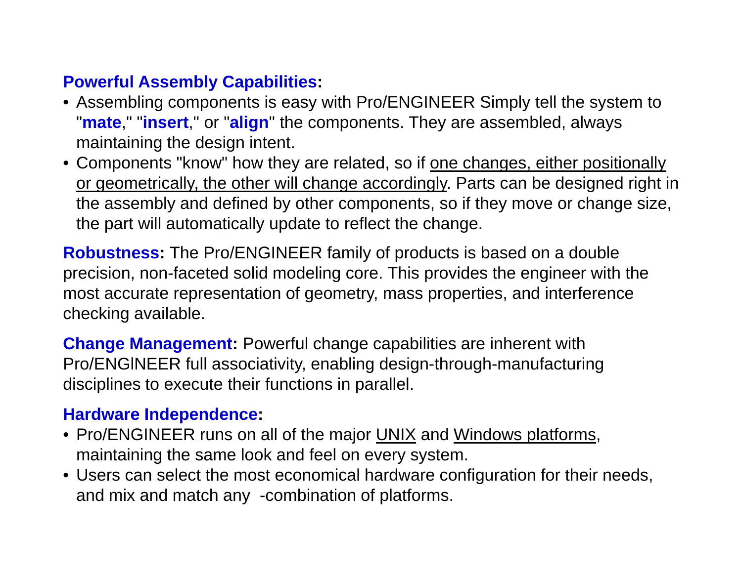**Powerful Assembly Capabilities:**

- Assembling components is easy with Pro/ENGINEER Simply tell the system to "**mate**," "**insert**," or "**align**" the components. They are assembled, always maintaining the design intent.
- Components "know" how they are related, so if one changes, either positionally or geometrically, the other will change accordingly. Parts can be designed right in the assembly and defined by other components, so if they move or change size, the part will automatically update to reflect the change.

**Robustness:** The Pro/ENGINEER family of products is based on a double precision, non-faceted solid modeling core. This provides the engineer with the most accurate representation of geometry, mass properties, and interference checking available.

**Change Management:** Powerful change capabilities are inherent with Pro/ENGlNEER full associativity, enabling design-through-manufacturing disciplines to execute their functions in parallel.

**Hardware Independence:**

- Pro/ENGINEER runs on all of the major UNIX and Windows platforms, maintaining the same look and feel on every system.
- Users can select the most economical hardware configuration for their needs, and mix and match any -combination of platforms.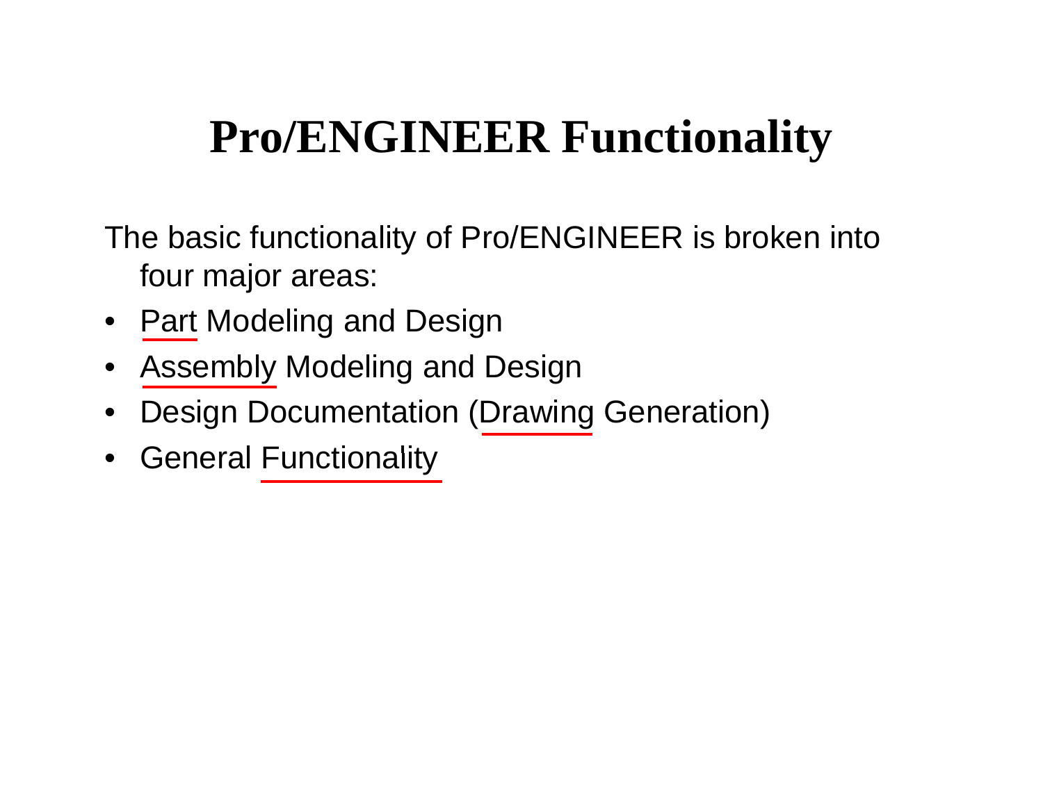# Pro/ENGINEER Functionality

The basic functionality of Pro/ENGINEER is broken into four major areas:

- Part Modeling and Design
- Assembly Modeling and Design
- Design Documentation (Drawing Generation)
- General Functionality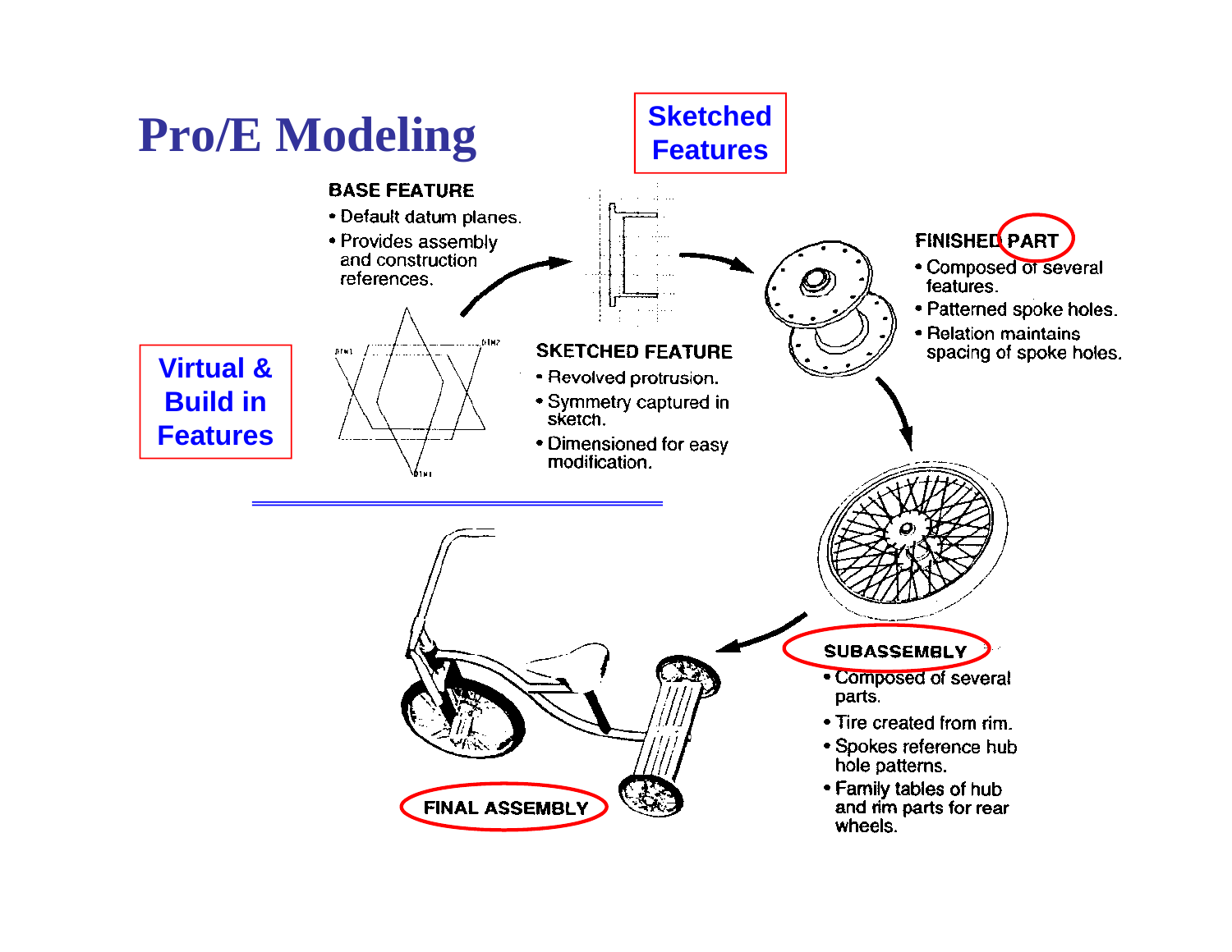# Pro/E Modeling

**Sketched Features**

**Virtual & Build in Features**

**BASE FEATURE**

- Default datum planes.
- Provides assembly and construction references.

**SKETCHED FEATURE**

- Revolved protrusion.
- Symmetry captured in sketch.
- Dimensioned for easy modification.

**FINISHED PART**

- Composed of several features.
- Patterned spoke holes.
- Relation maintains spacing of spoke holes.

**SUBASSEMBLY**

- Composed of several parts.
- Tire created from rim.
- Spokes reference hub hole patterns.
- Family tables of hub and rim parts for rear wheels.

**FINAL ASSEMBLY**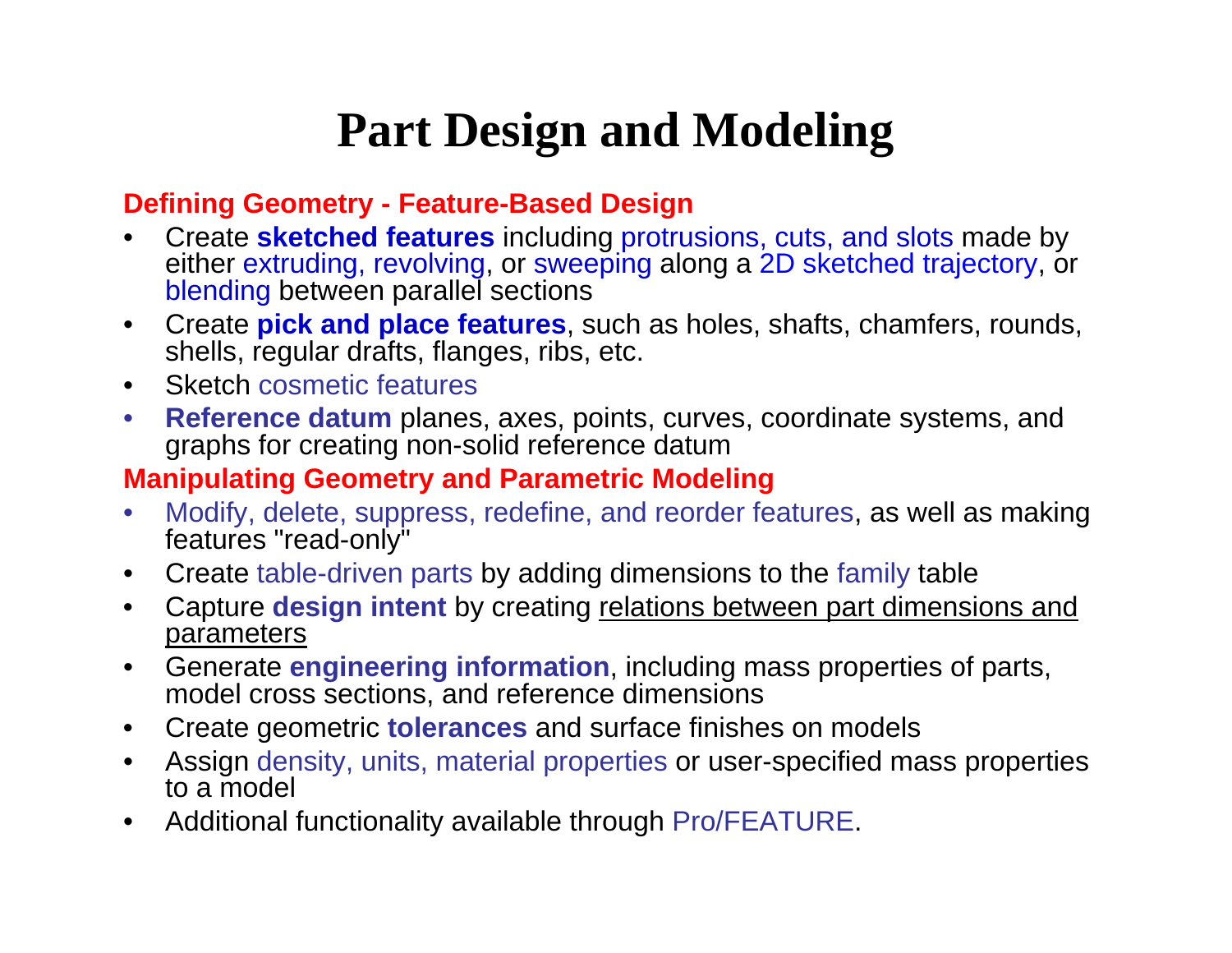# Part Design and Modeling

## Defining Geometry - Feature-Based Design

- Create **sketched features** including protrusions, cuts, and slots made by either extruding, revolving, or sweeping along a 2D sketched trajectory, or blending between parallel sections
- Create **pick and place features**, such as holes, shafts, chamfers, rounds, shells, regular drafts, flanges, ribs, etc.
- Sketch cosmetic features
- **Reference datum** planes, axes, points, curves, coordinate systems, and graphs for creating non-solid reference datum

## Manipulating Geometry and Parametric Modeling

- Modify, delete, suppress, redefine, and reorder features, as well as making features "read-only"
- Create table-driven parts by adding dimensions to the family table
- Capture **design intent** by creating relations between part dimensions and parameters
- Generate **engineering information**, including mass properties of parts, model cross sections, and reference dimensions
- Create geometric **tolerances** and surface finishes on models
- Assign density, units, material properties or user-specified mass properties to a model
- Additional functionality available through Pro/FEATURE.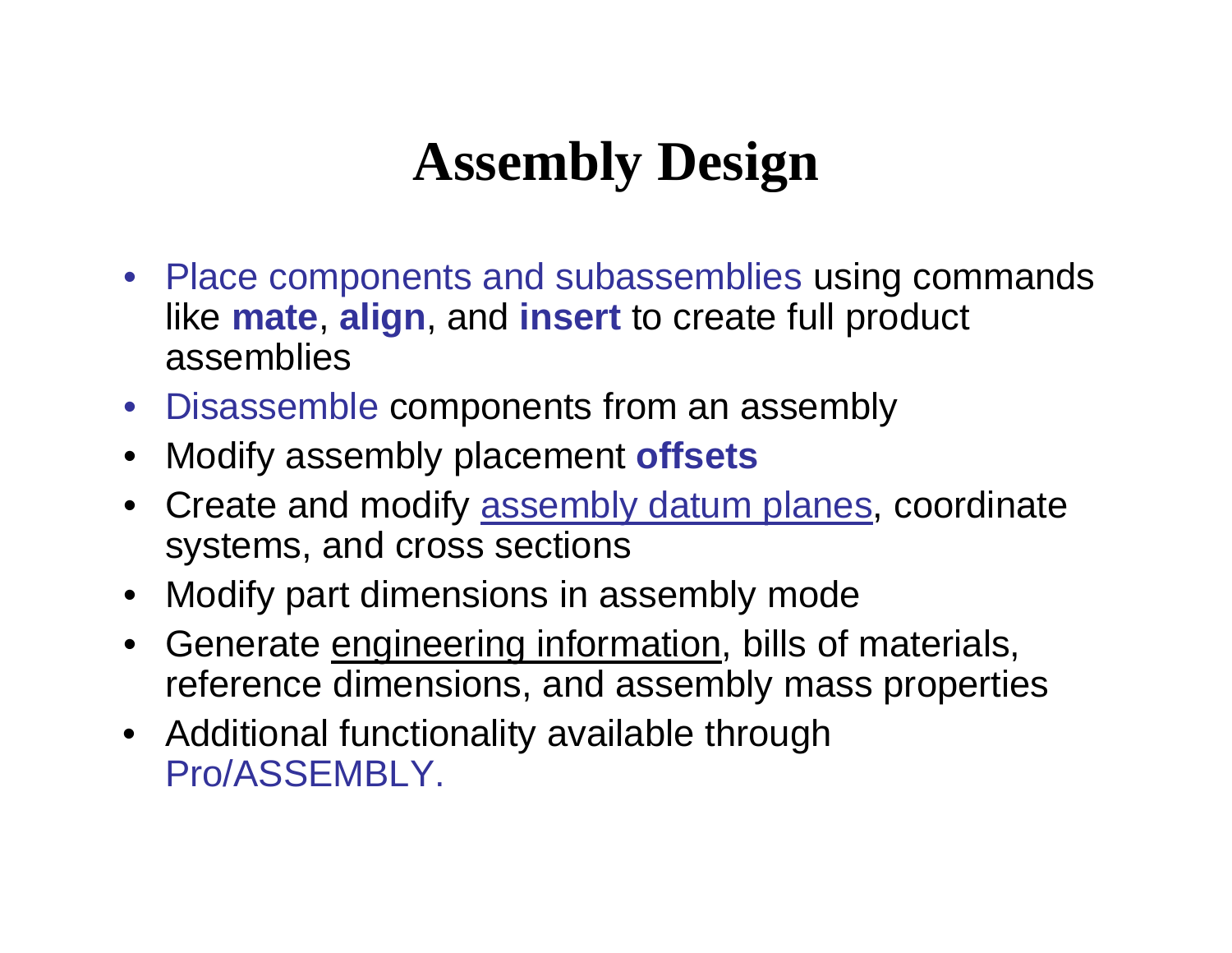# Assembly Design

- Place components and subassemblies using commands like **mate**, **align**, and **insert** to create full product assemblies
- Disassemble components from an assembly
- Modify assembly placement **offsets**
- Create and modify assembly datum planes, coordinate systems, and cross sections
- Modify part dimensions in assembly mode
- Generate engineering information, bills of materials, reference dimensions, and assembly mass properties
- Additional functionality available through Pro/ASSEMBLY.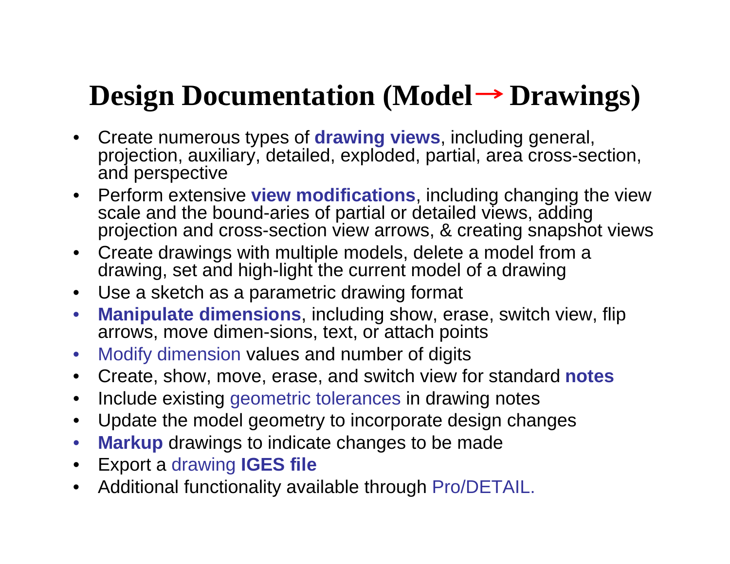# Design Documentation (Model → Drawings)

- Create numerous types of **drawing views**, including general, projection, auxiliary, detailed, exploded, partial, area cross-section, and perspective
- Perform extensive **view modifications**, including changing the view scale and the bound-aries of partial or detailed views, adding projection and cross-section view arrows, & creating snapshot views
- Create drawings with multiple models, delete a model from a drawing, set and high-light the current model of a drawing
- Use a sketch as a parametric drawing format
- **Manipulate dimensions**, including show, erase, switch view, flip arrows, move dimen-sions, text, or attach points
- Modify dimension values and number of digits
- Create, show, move, erase, and switch view for standard **notes**
- Include existing geometric tolerances in drawing notes
- Update the model geometry to incorporate design changes
- **Markup** drawings to indicate changes to be made
- Export a drawing **IGES file**
- Additional functionality available through Pro/DETAIL.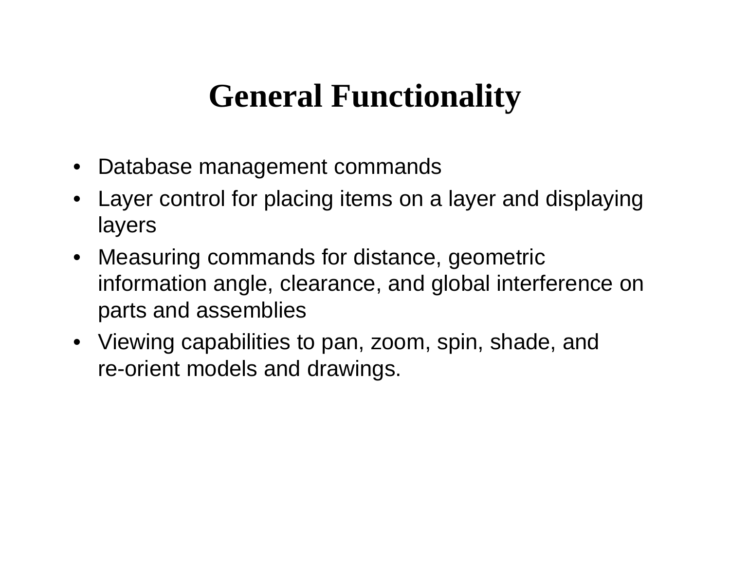# General Functionality

- Database management commands
- Layer control for placing items on a layer and displaying layers
- Measuring commands for distance, geometric information angle, clearance, and global interference on parts and assemblies
- Viewing capabilities to pan, zoom, spin, shade, and re-orient models and drawings.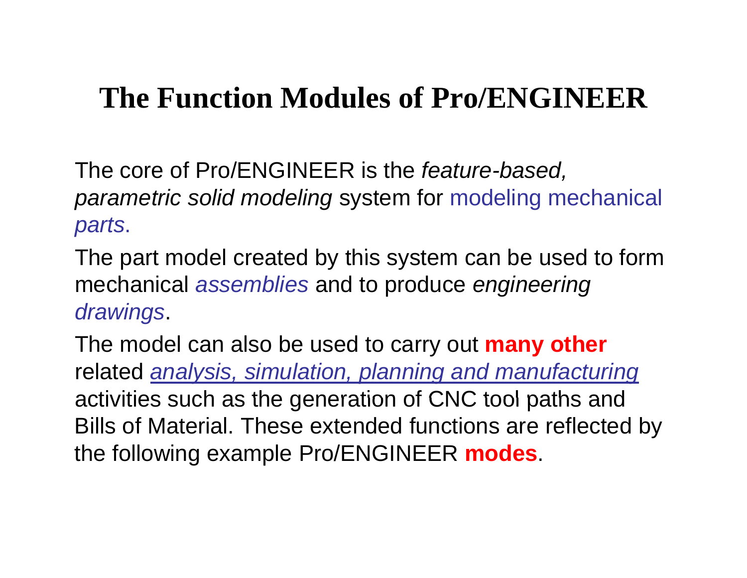# The Function Modules of Pro/ENGINEER

The core of Pro/ENGINEER is the *feature-based, parametric solid modeling* system for modeling mechanical *parts*.

The part model created by this system can be used to form mechanical *assemblies* and to produce *engineering drawings*.

The model can also be used to carry out **many other** related *analysis, simulation, planning and manufacturing* activities such as the generation of CNC tool paths and Bills of Material. These extended functions are reflected by the following example Pro/ENGINEER **modes**.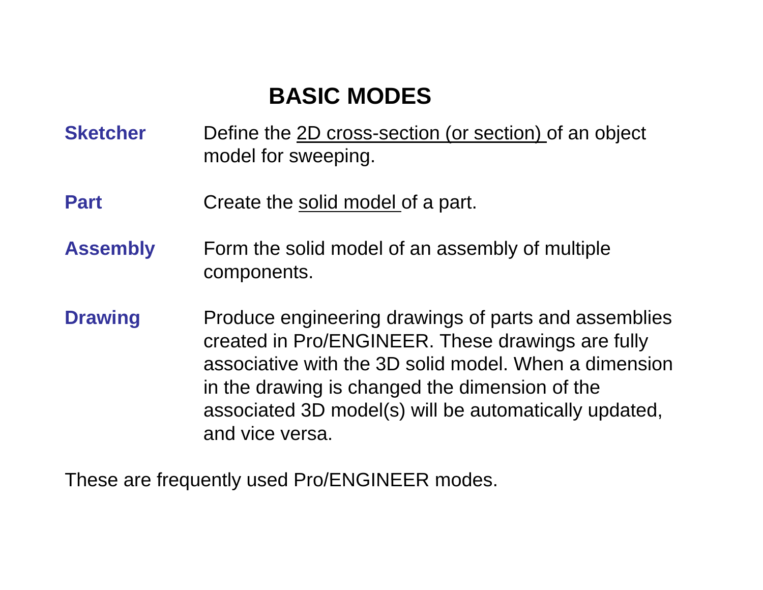# BASIC MODES

**Sketcher** Define the <u>2D cross-section (or section)</u> of an object model for sweeping.

**Part** Create the <u>solid model</u> of a part.

**Assembly** Form the solid model of an assembly of multiple components.

**Drawing** Produce engineering drawings of parts and assemblies created in Pro/ENGINEER. These drawings are fully associative with the 3D solid model. When a dimension in the drawing is changed the dimension of the associated 3D model(s) will be automatically updated, and vice versa.

These are frequently used Pro/ENGINEER modes.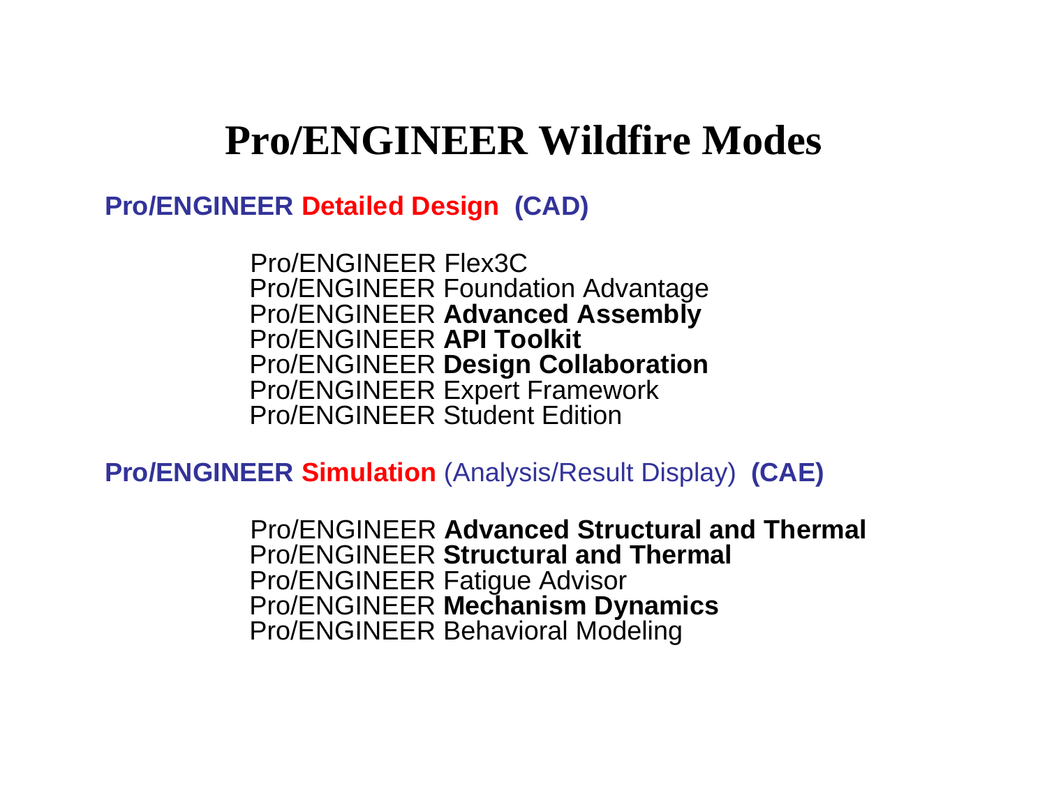# Pro/ENGINEER Wildfire Modes

**Pro/ENGINEER Detailed Design (CAD)**

- Pro/ENGINEER Flex3C
- Pro/ENGINEER Foundation Advantage
- Pro/ENGINEER **Advanced Assembly**
- Pro/ENGINEER **API Toolkit**
- Pro/ENGINEER **Design Collaboration**
- Pro/ENGINEER Expert Framework
- Pro/ENGINEER Student Edition

**Pro/ENGINEER Simulation** (Analysis/Result Display) **(CAE)**

- Pro/ENGINEER **Advanced Structural and Thermal**
- Pro/ENGINEER **Structural and Thermal**
- Pro/ENGINEER Fatigue Advisor
- Pro/ENGINEER **Mechanism Dynamics**
- Pro/ENGINEER Behavioral Modeling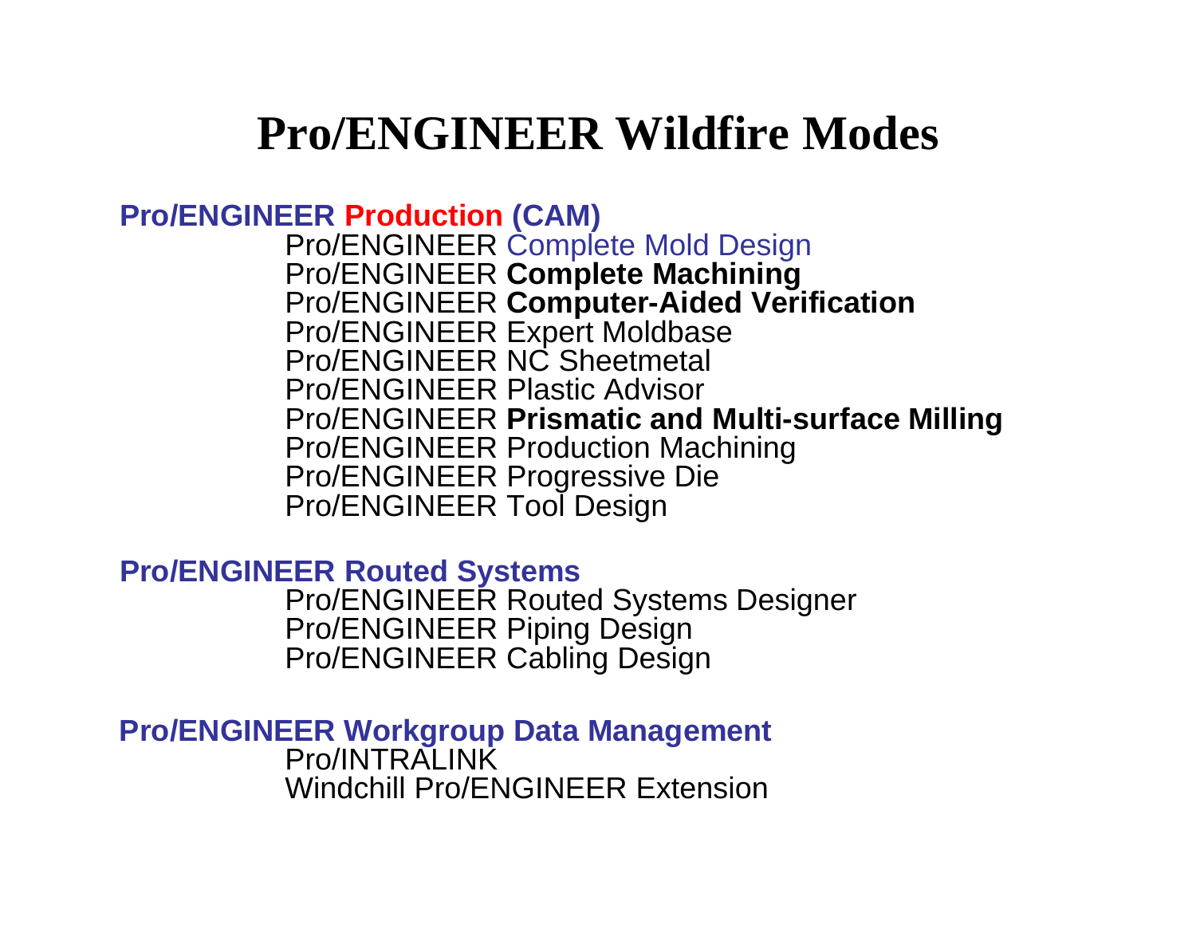# Pro/ENGINEER Wildfire Modes

**Pro/ENGINEER Production (CAM)**

- Pro/ENGINEER Complete Mold Design
- Pro/ENGINEER **Complete Machining**
- Pro/ENGINEER **Computer-Aided Verification**
- Pro/ENGINEER Expert Moldbase
- Pro/ENGINEER NC Sheetmetal
- Pro/ENGINEER Plastic Advisor
- Pro/ENGINEER **Prismatic and Multi-surface Milling**
- Pro/ENGINEER Production Machining
- Pro/ENGINEER Progressive Die
- Pro/ENGINEER Tool Design

**Pro/ENGINEER Routed Systems**

- Pro/ENGINEER Routed Systems Designer
- Pro/ENGINEER Piping Design
- Pro/ENGINEER Cabling Design

**Pro/ENGINEER Workgroup Data Management**

- Pro/INTRALINK
- Windchill Pro/ENGINEER Extension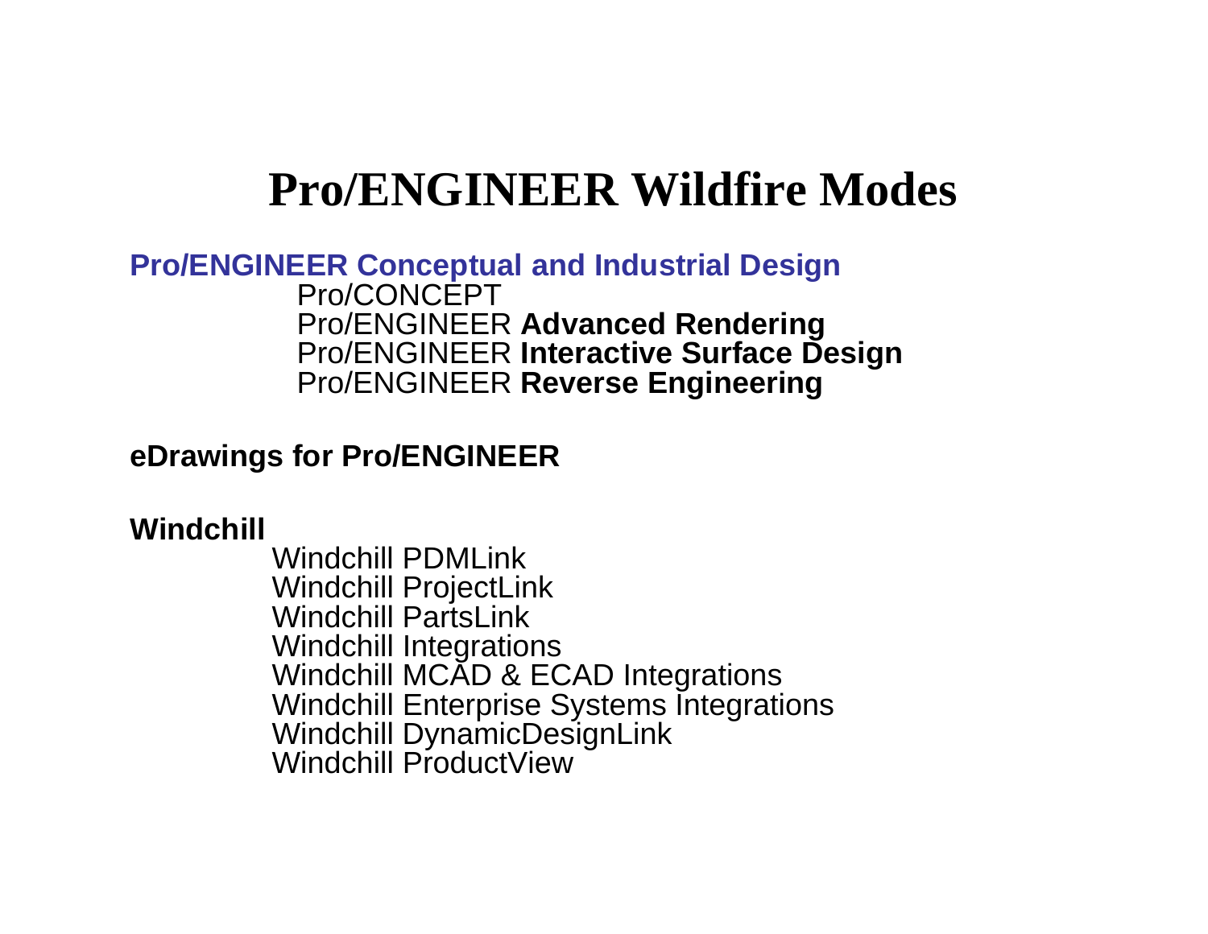# Pro/ENGINEER Wildfire Modes

**Pro/ENGINEER Conceptual and Industrial Design**

- Pro/CONCEPT
- Pro/ENGINEER **Advanced Rendering**
- Pro/ENGINEER **Interactive Surface Design**
- Pro/ENGINEER **Reverse Engineering**

**eDrawings for Pro/ENGINEER**

**Windchill**

- Windchill PDMLink
- Windchill ProjectLink
- Windchill PartsLink
- Windchill Integrations
- Windchill MCAD & ECAD Integrations
- Windchill Enterprise Systems Integrations
- Windchill DynamicDesignLink
- Windchill ProductView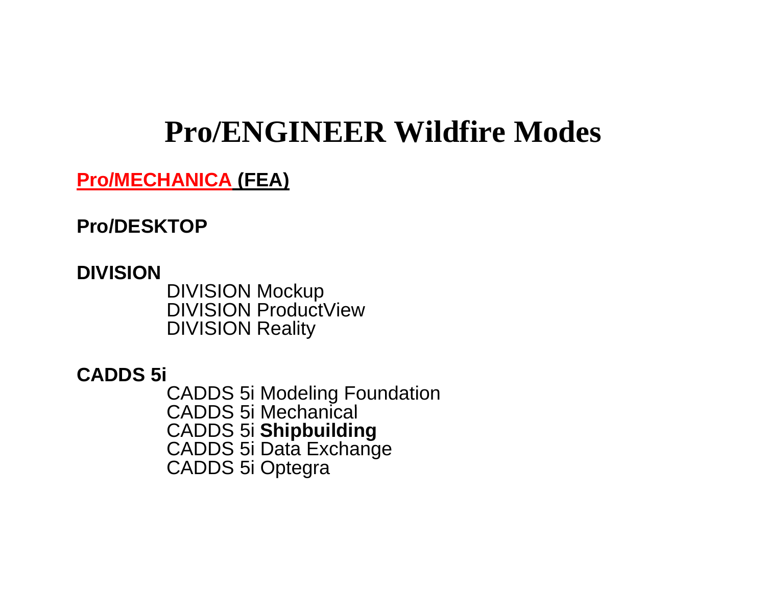# Pro/ENGINEER Wildfire Modes

**Pro/MECHANICA (FEA)**

**Pro/DESKTOP**

**DIVISION**

- DIVISION Mockup
- DIVISION ProductView
- DIVISION Reality

**CADDS 5i**

- CADDS 5i Modeling Foundation
- CADDS 5i Mechanical
- CADDS 5i **Shipbuilding**
- CADDS 5i Data Exchange
- CADDS 5i Optegra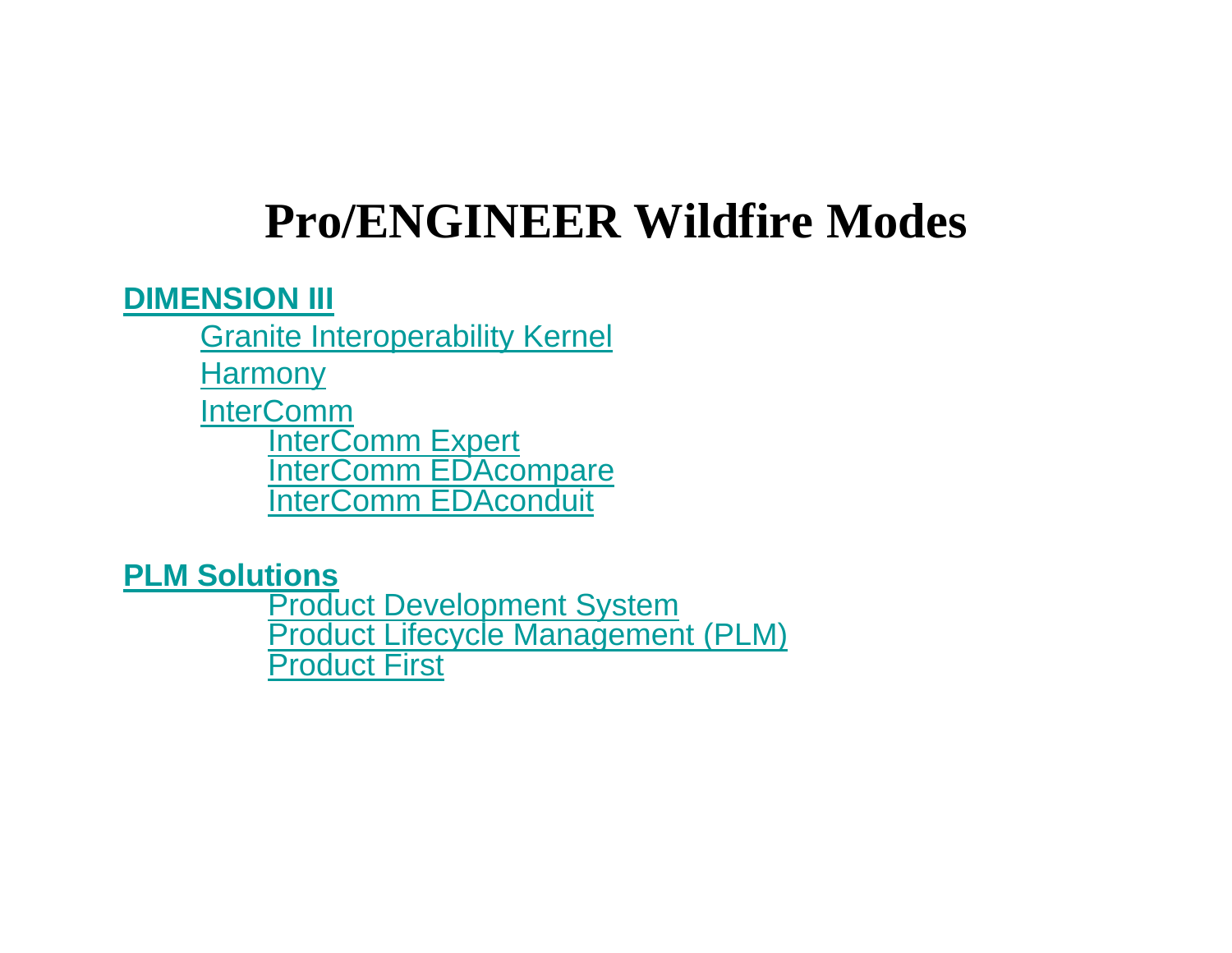# Pro/ENGINEER Wildfire Modes

**DIMENSION III**

- Granite Interoperability Kernel
- Harmony
- InterComm
  - InterComm Expert
  - InterComm EDAcompare
  - InterComm EDAconduit

**PLM Solutions**

- Product Development System
- Product Lifecycle Management (PLM)
- Product First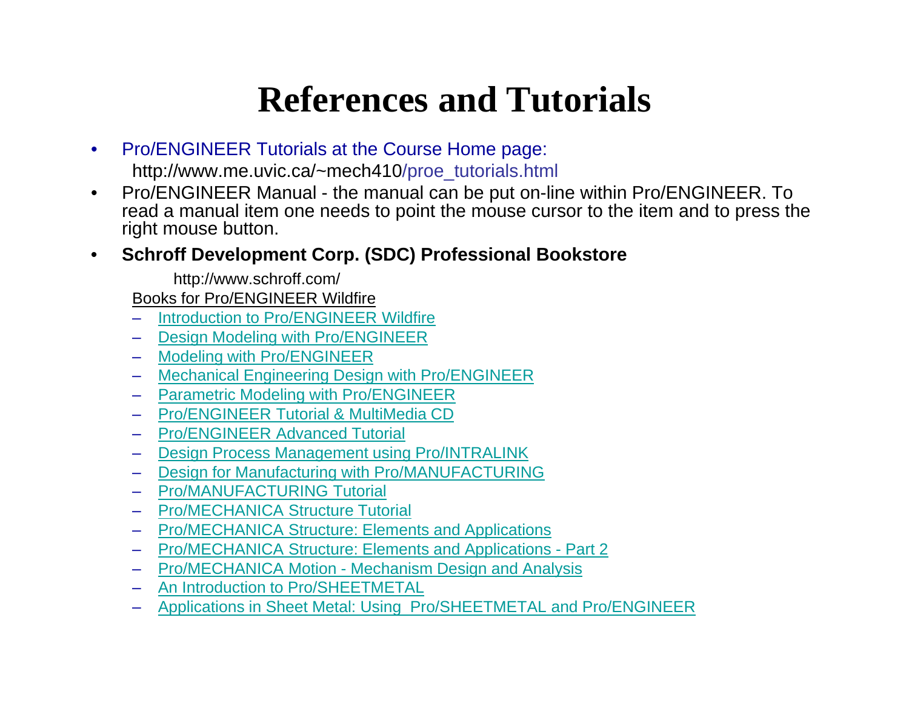# References and Tutorials

- Pro/ENGINEER Tutorials at the Course Home page:
  http://www.me.uvic.ca/~mech410/proe_tutorials.html
- Pro/ENGINEER Manual - the manual can be put on-line within Pro/ENGINEER. To read a manual item one needs to point the mouse cursor to the item and to press the right mouse button.
- **Schroff Development Corp. (SDC) Professional Bookstore**

  http://www.schroff.com/

  Books for Pro/ENGINEER Wildfire

  - Introduction to Pro/ENGINEER Wildfire
  - Design Modeling with Pro/ENGINEER
  - Modeling with Pro/ENGINEER
  - Mechanical Engineering Design with Pro/ENGINEER
  - Parametric Modeling with Pro/ENGINEER
  - Pro/ENGINEER Tutorial & MultiMedia CD
  - Pro/ENGINEER Advanced Tutorial
  - Design Process Management using Pro/INTRALINK
  - Design for Manufacturing with Pro/MANUFACTURING
  - Pro/MANUFACTURING Tutorial
  - Pro/MECHANICA Structure Tutorial
  - Pro/MECHANICA Structure: Elements and Applications
  - Pro/MECHANICA Structure: Elements and Applications - Part 2
  - Pro/MECHANICA Motion - Mechanism Design and Analysis
  - An Introduction to Pro/SHEETMETAL
  - Applications in Sheet Metal: Using Pro/SHEETMETAL and Pro/ENGINEER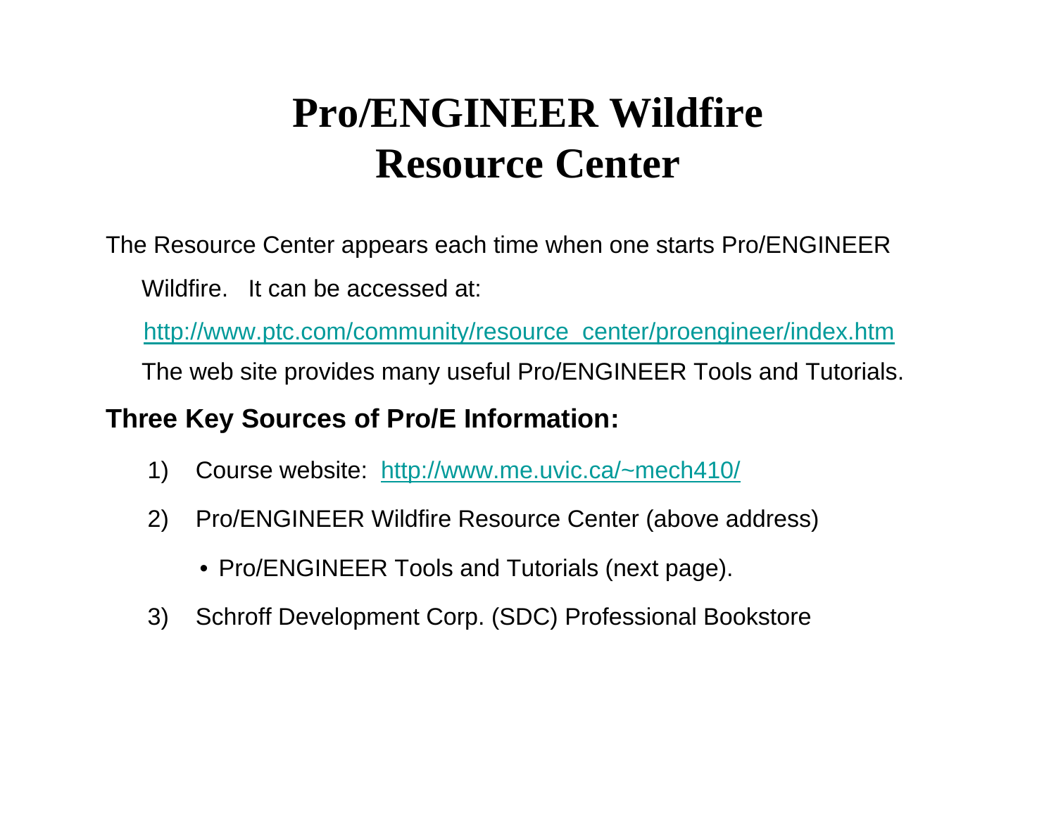# Pro/ENGINEER Wildfire Resource Center

The Resource Center appears each time when one starts Pro/ENGINEER Wildfire. It can be accessed at:

http://www.ptc.com/community/resource_center/proengineer/index.htm

The web site provides many useful Pro/ENGINEER Tools and Tutorials.

**Three Key Sources of Pro/E Information:**

1) Course website: http://www.me.uvic.ca/~mech410/
2) Pro/ENGINEER Wildfire Resource Center (above address)
   - Pro/ENGINEER Tools and Tutorials (next page).
3) Schroff Development Corp. (SDC) Professional Bookstore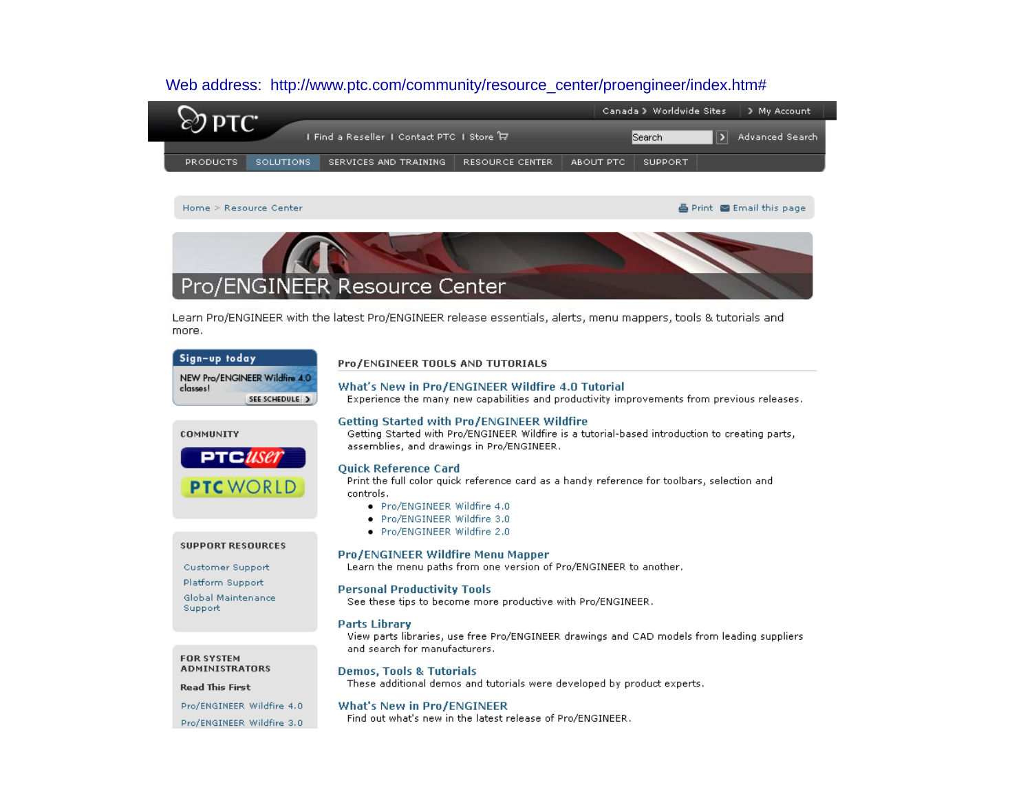Web address: http://www.ptc.com/community/resource_center/proengineer/index.htm#

PTC

Canada › Worldwide Sites | › My Account

| Find a Reseller | Contact PTC | Store

Search | Advanced Search

PRODUCTS | SOLUTIONS | SERVICES AND TRAINING | RESOURCE CENTER | ABOUT PTC | SUPPORT

Home > Resource Center

Print | Email this page

# Pro/ENGINEER Resource Center

Learn Pro/ENGINEER with the latest Pro/ENGINEER release essentials, alerts, menu mappers, tools & tutorials and more.

**Sign-up today**

NEW Pro/ENGINEER Wildfire 4.0 classes!

SEE SCHEDULE ›

**COMMUNITY**

PTCuser

PTC WORLD

**SUPPORT RESOURCES**

- Customer Support
- Platform Support
- Global Maintenance Support

**FOR SYSTEM ADMINISTRATORS**

**Read This First**

- Pro/ENGINEER Wildfire 4.0
- Pro/ENGINEER Wildfire 3.0

## Pro/ENGINEER TOOLS AND TUTORIALS

### What's New in Pro/ENGINEER Wildfire 4.0 Tutorial

Experience the many new capabilities and productivity improvements from previous releases.

### Getting Started with Pro/ENGINEER Wildfire

Getting Started with Pro/ENGINEER Wildfire is a tutorial-based introduction to creating parts, assemblies, and drawings in Pro/ENGINEER.

### Quick Reference Card

Print the full color quick reference card as a handy reference for toolbars, selection and controls.

- Pro/ENGINEER Wildfire 4.0
- Pro/ENGINEER Wildfire 3.0
- Pro/ENGINEER Wildfire 2.0

### Pro/ENGINEER Wildfire Menu Mapper

Learn the menu paths from one version of Pro/ENGINEER to another.

### Personal Productivity Tools

See these tips to become more productive with Pro/ENGINEER.

### Parts Library

View parts libraries, use free Pro/ENGINEER drawings and CAD models from leading suppliers and search for manufacturers.

### Demos, Tools & Tutorials

These additional demos and tutorials were developed by product experts.

### What's New in Pro/ENGINEER

Find out what's new in the latest release of Pro/ENGINEER.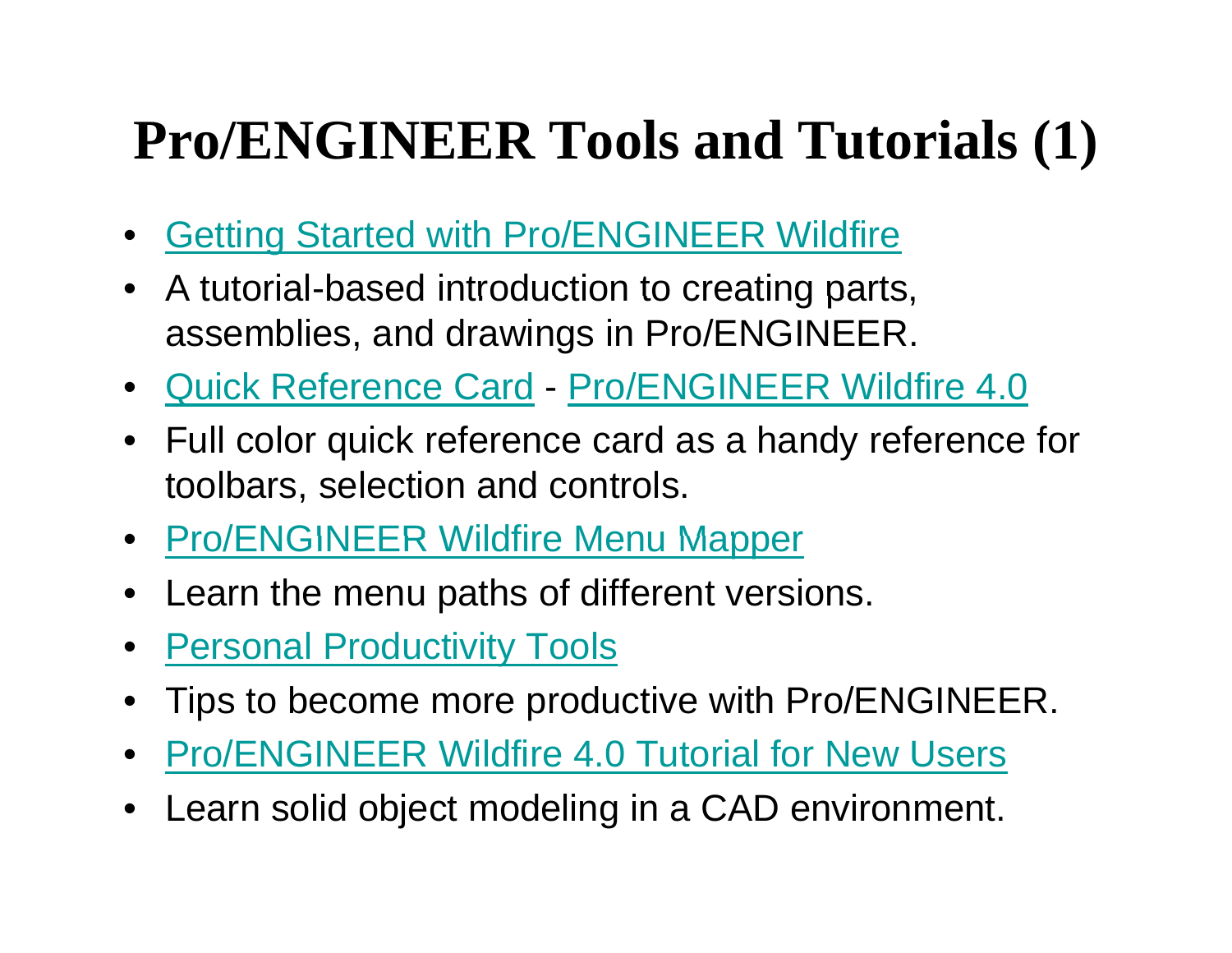# Pro/ENGINEER Tools and Tutorials (1)

- Getting Started with Pro/ENGINEER Wildfire
- A tutorial-based introduction to creating parts, assemblies, and drawings in Pro/ENGINEER.
- Quick Reference Card - Pro/ENGINEER Wildfire 4.0
- Full color quick reference card as a handy reference for toolbars, selection and controls.
- Pro/ENGINEER Wildfire Menu Mapper
- Learn the menu paths of different versions.
- Personal Productivity Tools
- Tips to become more productive with Pro/ENGINEER.
- Pro/ENGINEER Wildfire 4.0 Tutorial for New Users
- Learn solid object modeling in a CAD environment.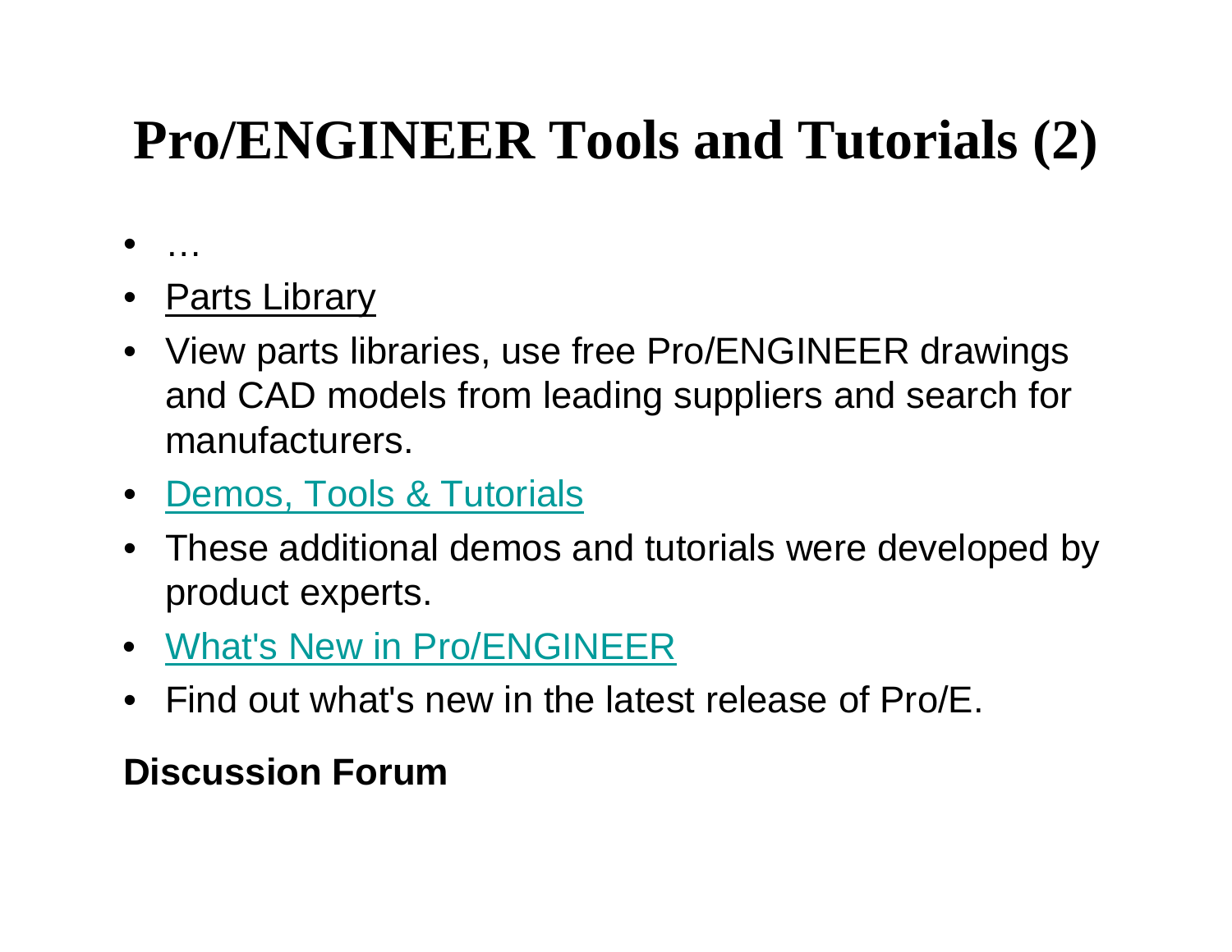# Pro/ENGINEER Tools and Tutorials (2)

- …
- Parts Library
- View parts libraries, use free Pro/ENGINEER drawings and CAD models from leading suppliers and search for manufacturers.
- Demos, Tools & Tutorials
- These additional demos and tutorials were developed by product experts.
- What's New in Pro/ENGINEER
- Find out what's new in the latest release of Pro/E.

**Discussion Forum**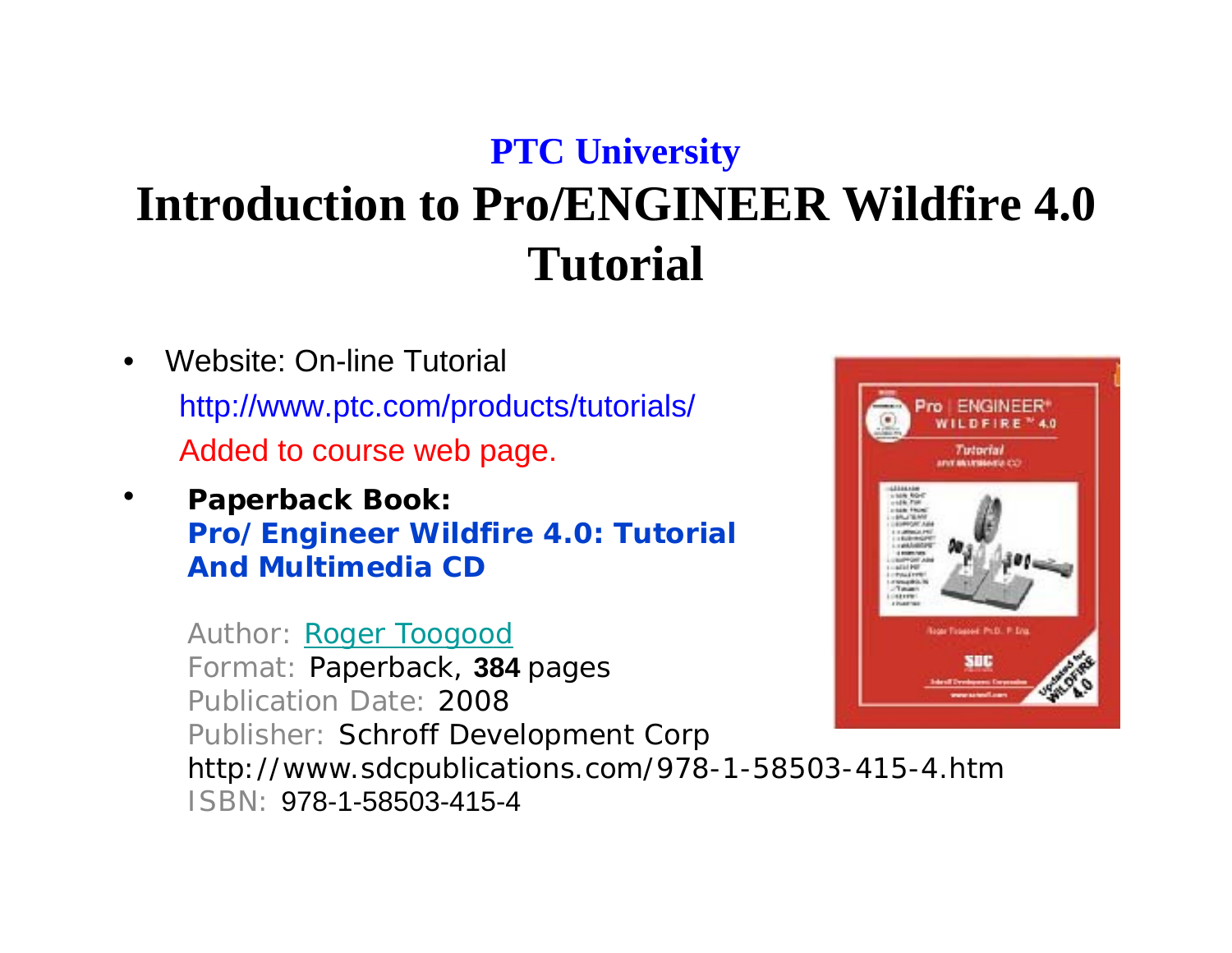## PTC University

# Introduction to Pro/ENGINEER Wildfire 4.0 Tutorial

- Website: On-line Tutorial

  http://www.ptc.com/products/tutorials/

  Added to course web page.

- **Paperback Book:**
  **Pro/Engineer Wildfire 4.0: Tutorial And Multimedia CD**

  Author: Roger Toogood
  Format: Paperback, **384** pages
  Publication Date: 2008
  Publisher: Schroff Development Corp
  http://www.sdcpublications.com/978-1-58503-415-4.htm
  ISBN: 978-1-58503-415-4